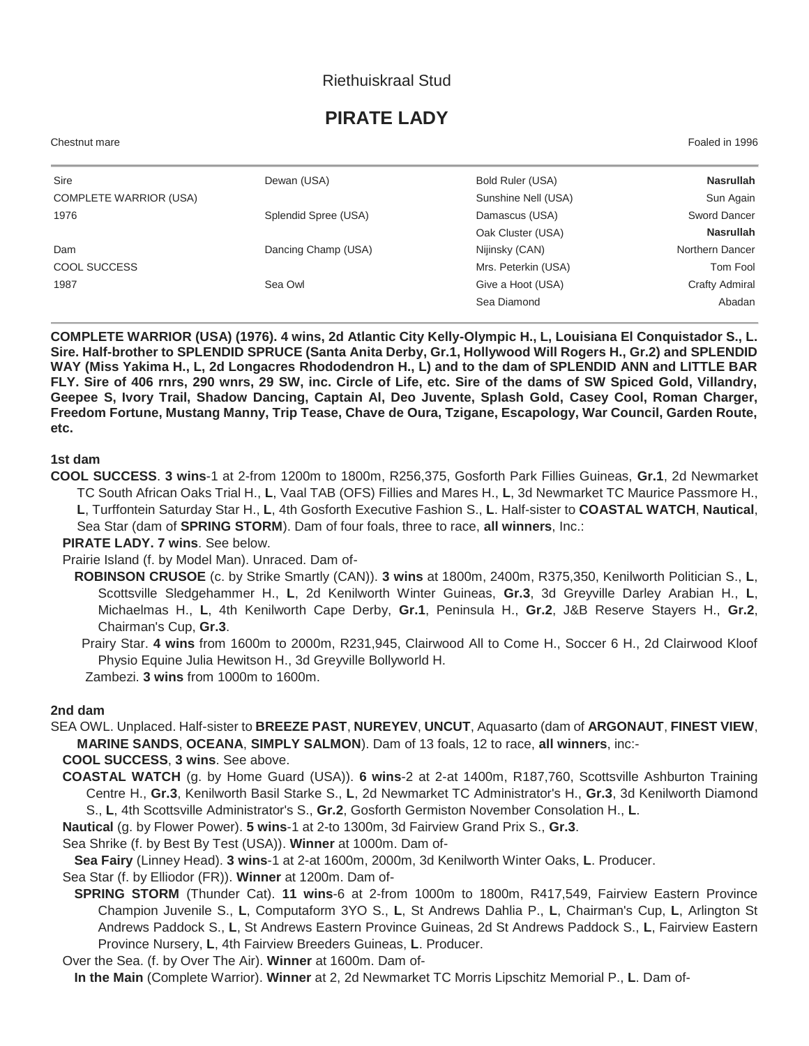Riethuiskraal Stud

# PIRATE LADY

Chestnut mare | Foaled in 1996

| | | | |
|---|---|---|---|
| Sire | Dewan (USA) | Bold Ruler (USA) | **Nasrullah** |
| COMPLETE WARRIOR (USA) | | Sunshine Nell (USA) | Sun Again |
| 1976 | Splendid Spree (USA) | Damascus (USA) | Sword Dancer |
| | | Oak Cluster (USA) | **Nasrullah** |
| Dam | Dancing Champ (USA) | Nijinsky (CAN) | Northern Dancer |
| COOL SUCCESS | | Mrs. Peterkin (USA) | Tom Fool |
| 1987 | Sea Owl | Give a Hoot (USA) | Crafty Admiral |
| | | Sea Diamond | Abadan |

**COMPLETE WARRIOR (USA) (1976). 4 wins, 2d Atlantic City Kelly-Olympic H., L, Louisiana El Conquistador S., L. Sire. Half-brother to SPLENDID SPRUCE (Santa Anita Derby, Gr.1, Hollywood Will Rogers H., Gr.2) and SPLENDID WAY (Miss Yakima H., L, 2d Longacres Rhododendron H., L) and to the dam of SPLENDID ANN and LITTLE BAR FLY. Sire of 406 rnrs, 290 wnrs, 29 SW, inc. Circle of Life, etc. Sire of the dams of SW Spiced Gold, Villandry, Geepee S, Ivory Trail, Shadow Dancing, Captain Al, Deo Juvente, Splash Gold, Casey Cool, Roman Charger, Freedom Fortune, Mustang Manny, Trip Tease, Chave de Oura, Tzigane, Escapology, War Council, Garden Route, etc.**

### 1st dam

**COOL SUCCESS**. **3 wins**-1 at 2-from 1200m to 1800m, R256,375, Gosforth Park Fillies Guineas, **Gr.1**, 2d Newmarket TC South African Oaks Trial H., **L**, Vaal TAB (OFS) Fillies and Mares H., **L**, 3d Newmarket TC Maurice Passmore H., **L**, Turffontein Saturday Star H., **L**, 4th Gosforth Executive Fashion S., **L**. Half-sister to **COASTAL WATCH**, **Nautical**, Sea Star (dam of **SPRING STORM**). Dam of four foals, three to race, **all winners**, Inc.:

**PIRATE LADY. 7 wins**. See below.

Prairie Island (f. by Model Man). Unraced. Dam of-

**ROBINSON CRUSOE** (c. by Strike Smartly (CAN)). **3 wins** at 1800m, 2400m, R375,350, Kenilworth Politician S., **L**, Scottsville Sledgehammer H., **L**, 2d Kenilworth Winter Guineas, **Gr.3**, 3d Greyville Darley Arabian H., **L**, Michaelmas H., **L**, 4th Kenilworth Cape Derby, **Gr.1**, Peninsula H., **Gr.2**, J&B Reserve Stayers H., **Gr.2**, Chairman's Cup, **Gr.3**.

Prairy Star. **4 wins** from 1600m to 2000m, R231,945, Clairwood All to Come H., Soccer 6 H., 2d Clairwood Kloof Physio Equine Julia Hewitson H., 3d Greyville Bollyworld H.

Zambezi. **3 wins** from 1000m to 1600m.

### 2nd dam

SEA OWL. Unplaced. Half-sister to **BREEZE PAST**, **NUREYEV**, **UNCUT**, Aquasarto (dam of **ARGONAUT**, **FINEST VIEW**, **MARINE SANDS**, **OCEANA**, **SIMPLY SALMON**). Dam of 13 foals, 12 to race, **all winners**, inc:-

**COOL SUCCESS**, **3 wins**. See above.

**COASTAL WATCH** (g. by Home Guard (USA)). **6 wins**-2 at 2-at 1400m, R187,760, Scottsville Ashburton Training Centre H., **Gr.3**, Kenilworth Basil Starke S., **L**, 2d Newmarket TC Administrator's H., **Gr.3**, 3d Kenilworth Diamond S., **L**, 4th Scottsville Administrator's S., **Gr.2**, Gosforth Germiston November Consolation H., **L**.

**Nautical** (g. by Flower Power). **5 wins**-1 at 2-to 1300m, 3d Fairview Grand Prix S., **Gr.3**.

Sea Shrike (f. by Best By Test (USA)). **Winner** at 1000m. Dam of-

**Sea Fairy** (Linney Head). **3 wins**-1 at 2-at 1600m, 2000m, 3d Kenilworth Winter Oaks, **L**. Producer.

Sea Star (f. by Elliodor (FR)). **Winner** at 1200m. Dam of-

**SPRING STORM** (Thunder Cat). **11 wins**-6 at 2-from 1000m to 1800m, R417,549, Fairview Eastern Province Champion Juvenile S., **L**, Computaform 3YO S., **L**, St Andrews Dahlia P., **L**, Chairman's Cup, **L**, Arlington St Andrews Paddock S., **L**, St Andrews Eastern Province Guineas, 2d St Andrews Paddock S., **L**, Fairview Eastern Province Nursery, **L**, 4th Fairview Breeders Guineas, **L**. Producer.

Over the Sea. (f. by Over The Air). **Winner** at 1600m. Dam of-

**In the Main** (Complete Warrior). **Winner** at 2, 2d Newmarket TC Morris Lipschitz Memorial P., **L**. Dam of-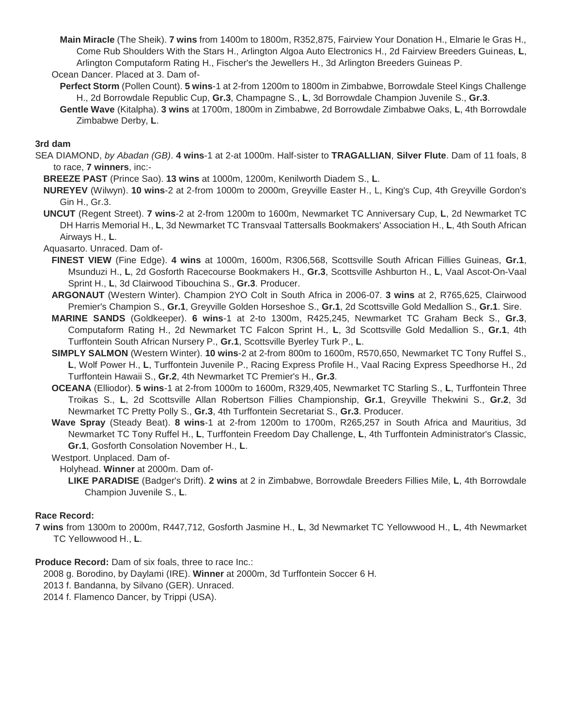**Main Miracle** (The Sheik). **7 wins** from 1400m to 1800m, R352,875, Fairview Your Donation H., Elmarie le Gras H., Come Rub Shoulders With the Stars H., Arlington Algoa Auto Electronics H., 2d Fairview Breeders Guineas, **L**, Arlington Computaform Rating H., Fischer's the Jewellers H., 3d Arlington Breeders Guineas P.

Ocean Dancer. Placed at 3. Dam of-

**Perfect Storm** (Pollen Count). **5 wins**-1 at 2-from 1200m to 1800m in Zimbabwe, Borrowdale Steel Kings Challenge H., 2d Borrowdale Republic Cup, **Gr.3**, Champagne S., **L**, 3d Borrowdale Champion Juvenile S., **Gr.3**.

**Gentle Wave** (Kitalpha). **3 wins** at 1700m, 1800m in Zimbabwe, 2d Borrowdale Zimbabwe Oaks, **L**, 4th Borrowdale Zimbabwe Derby, **L**.

**3rd dam**

SEA DIAMOND, *by Abadan (GB)*. **4 wins**-1 at 2-at 1000m. Half-sister to **TRAGALLIAN**, **Silver Flute**. Dam of 11 foals, 8 to race, **7 winners**, inc:-

**BREEZE PAST** (Prince Sao). **13 wins** at 1000m, 1200m, Kenilworth Diadem S., **L**.

**NUREYEV** (Wilwyn). **10 wins**-2 at 2-from 1000m to 2000m, Greyville Easter H., L, King's Cup, 4th Greyville Gordon's Gin H., Gr.3.

**UNCUT** (Regent Street). **7 wins**-2 at 2-from 1200m to 1600m, Newmarket TC Anniversary Cup, **L**, 2d Newmarket TC DH Harris Memorial H., **L**, 3d Newmarket TC Transvaal Tattersalls Bookmakers' Association H., **L**, 4th South African Airways H., **L**.

Aquasarto. Unraced. Dam of-

**FINEST VIEW** (Fine Edge). **4 wins** at 1000m, 1600m, R306,568, Scottsville South African Fillies Guineas, **Gr.1**, Msunduzi H., **L**, 2d Gosforth Racecourse Bookmakers H., **Gr.3**, Scottsville Ashburton H., **L**, Vaal Ascot-On-Vaal Sprint H., **L**, 3d Clairwood Tibouchina S., **Gr.3**. Producer.

**ARGONAUT** (Western Winter). Champion 2YO Colt in South Africa in 2006-07. **3 wins** at 2, R765,625, Clairwood Premier's Champion S., **Gr.1**, Greyville Golden Horseshoe S., **Gr.1**, 2d Scottsville Gold Medallion S., **Gr.1**. Sire.

**MARINE SANDS** (Goldkeeper). **6 wins**-1 at 2-to 1300m, R425,245, Newmarket TC Graham Beck S., **Gr.3**, Computaform Rating H., 2d Newmarket TC Falcon Sprint H., **L**, 3d Scottsville Gold Medallion S., **Gr.1**, 4th Turffontein South African Nursery P., **Gr.1**, Scottsville Byerley Turk P., **L**.

**SIMPLY SALMON** (Western Winter). **10 wins**-2 at 2-from 800m to 1600m, R570,650, Newmarket TC Tony Ruffel S., **L**, Wolf Power H., **L**, Turffontein Juvenile P., Racing Express Profile H., Vaal Racing Express Speedhorse H., 2d Turffontein Hawaii S., **Gr.2**, 4th Newmarket TC Premier's H., **Gr.3**.

**OCEANA** (Elliodor). **5 wins**-1 at 2-from 1000m to 1600m, R329,405, Newmarket TC Starling S., **L**, Turffontein Three Troikas S., **L**, 2d Scottsville Allan Robertson Fillies Championship, **Gr.1**, Greyville Thekwini S., **Gr.2**, 3d Newmarket TC Pretty Polly S., **Gr.3**, 4th Turffontein Secretariat S., **Gr.3**. Producer.

**Wave Spray** (Steady Beat). **8 wins**-1 at 2-from 1200m to 1700m, R265,257 in South Africa and Mauritius, 3d Newmarket TC Tony Ruffel H., **L**, Turffontein Freedom Day Challenge, **L**, 4th Turffontein Administrator's Classic, **Gr.1**, Gosforth Consolation November H., **L**.

Westport. Unplaced. Dam of-

Holyhead. **Winner** at 2000m. Dam of-

**LIKE PARADISE** (Badger's Drift). **2 wins** at 2 in Zimbabwe, Borrowdale Breeders Fillies Mile, **L**, 4th Borrowdale Champion Juvenile S., **L**.

**Race Record:**

**7 wins** from 1300m to 2000m, R447,712, Gosforth Jasmine H., **L**, 3d Newmarket TC Yellowwood H., **L**, 4th Newmarket TC Yellowwood H., **L**.

**Produce Record:** Dam of six foals, three to race Inc.:

2008 g. Borodino, by Daylami (IRE). **Winner** at 2000m, 3d Turffontein Soccer 6 H.

2013 f. Bandanna, by Silvano (GER). Unraced.

2014 f. Flamenco Dancer, by Trippi (USA).